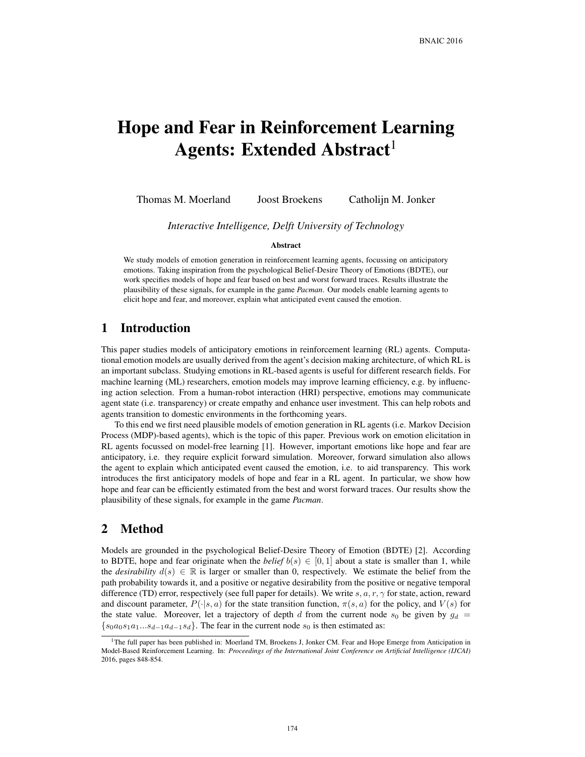# Hope and Fear in Reinforcement Learning Agents: Extended Abstract[1]

Thomas M. Moerland Joost Broekens Catholijn M. Jonker

*Interactive Intelligence, Delft University of Technology*

**Abstract**

We study models of emotion generation in reinforcement learning agents, focussing on anticipatory emotions. Taking inspiration from the psychological Belief-Desire Theory of Emotions (BDTE), our work specifies models of hope and fear based on best and worst forward traces. Results illustrate the plausibility of these signals, for example in the game *Pacman*. Our models enable learning agents to elicit hope and fear, and moreover, explain what anticipated event caused the emotion.

## 1 Introduction

This paper studies models of anticipatory emotions in reinforcement learning (RL) agents. Computational emotion models are usually derived from the agent's decision making architecture, of which RL is an important subclass. Studying emotions in RL-based agents is useful for different research fields. For machine learning (ML) researchers, emotion models may improve learning efficiency, e.g. by influencing action selection. From a human-robot interaction (HRI) perspective, emotions may communicate agent state (i.e. transparency) or create empathy and enhance user investment. This can help robots and agents transition to domestic environments in the forthcoming years.

To this end we first need plausible models of emotion generation in RL agents (i.e. Markov Decision Process (MDP)-based agents), which is the topic of this paper. Previous work on emotion elicitation in RL agents focussed on model-free learning [1]. However, important emotions like hope and fear are anticipatory, i.e. they require explicit forward simulation. Moreover, forward simulation also allows the agent to explain which anticipated event caused the emotion, i.e. to aid transparency. This work introduces the first anticipatory models of hope and fear in a RL agent. In particular, we show how hope and fear can be efficiently estimated from the best and worst forward traces. Our results show the plausibility of these signals, for example in the game *Pacman*.

## 2 Method

Models are grounded in the psychological Belief-Desire Theory of Emotion (BDTE) [2]. According to BDTE, hope and fear originate when the *belief* $b(s) \in [0, 1]$ about a state is smaller than 1, while the *desirability* $d(s) \in \mathbb{R}$ is larger or smaller than 0, respectively. We estimate the belief from the path probability towards it, and a positive or negative desirability from the positive or negative temporal difference (TD) error, respectively (see full paper for details). We write $s, a, r, \gamma$ for state, action, reward and discount parameter, $P(\cdot|s, a)$ for the state transition function, $\pi(s, a)$ for the policy, and $V(s)$ for the state value. Moreover, let a trajectory of depth $d$ from the current node $s_0$ be given by $g_d = \{s_0 a_0 s_1 a_1 ... s_{d-1} a_{d-1} s_d\}$. The fear in the current node $s_0$ is then estimated as:

[1] The full paper has been published in: Moerland TM, Broekens J, Jonker CM. Fear and Hope Emerge from Anticipation in Model-Based Reinforcement Learning. In: *Proceedings of the International Joint Conference on Artificial Intelligence (IJCAI)* 2016, pages 848-854.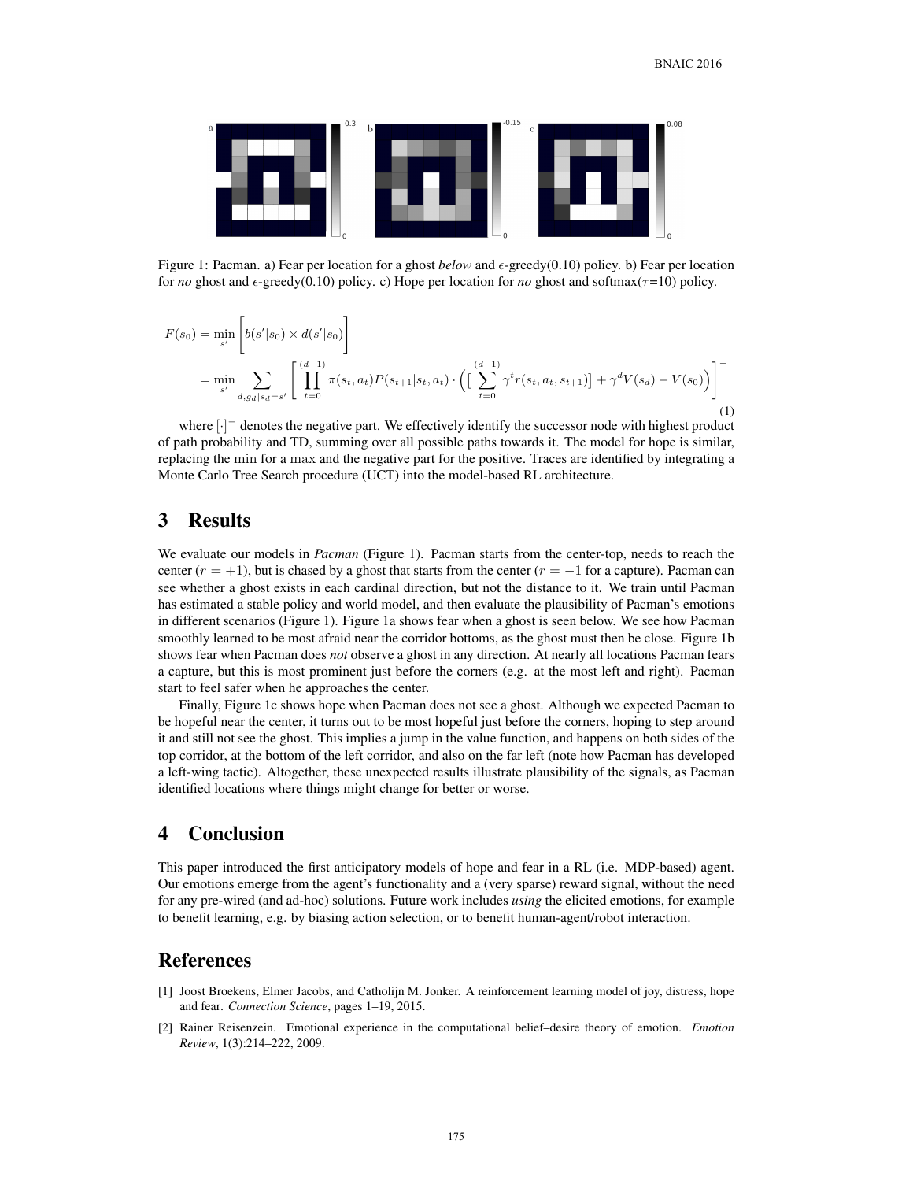a
-0.3
0
b
-0.15
0
c
0.08
0

Figure 1: Pacman. a) Fear per location for a ghost *below* and $\epsilon$-greedy(0.10) policy. b) Fear per location for *no* ghost and $\epsilon$-greedy(0.10) policy. c) Hope per location for *no* ghost and softmax($\tau$=10) policy.

$$
\begin{aligned}
F(s_0) &= \min_{s'} \left[ b(s'|s_0) \times d(s'|s_0) \right] \\
&= \min_{s'} \sum_{d, g_d | s_d = s'} \left[ \prod_{t=0}^{(d-1)} \pi(s_t, a_t) P(s_{t+1}|s_t, a_t) \cdot \Big( \big[ \sum_{t=0}^{(d-1)} \gamma^t r(s_t, a_t, s_{t+1}) \big] + \gamma^d V(s_d) - V(s_0) \Big) \right]^{-}
\end{aligned}
\tag{1}
$$

where $[\cdot]^-$ denotes the negative part. We effectively identify the successor node with highest product of path probability and TD, summing over all possible paths towards it. The model for hope is similar, replacing the $\min$ for a $\max$ and the negative part for the positive. Traces are identified by integrating a Monte Carlo Tree Search procedure (UCT) into the model-based RL architecture.

## 3 Results

We evaluate our models in *Pacman* (Figure 1). Pacman starts from the center-top, needs to reach the center ($r = +1$), but is chased by a ghost that starts from the center ($r = -1$ for a capture). Pacman can see whether a ghost exists in each cardinal direction, but not the distance to it. We train until Pacman has estimated a stable policy and world model, and then evaluate the plausibility of Pacman's emotions in different scenarios (Figure 1). Figure 1a shows fear when a ghost is seen below. We see how Pacman smoothly learned to be most afraid near the corridor bottoms, as the ghost must then be close. Figure 1b shows fear when Pacman does *not* observe a ghost in any direction. At nearly all locations Pacman fears a capture, but this is most prominent just before the corners (e.g. at the most left and right). Pacman start to feel safer when he approaches the center.

Finally, Figure 1c shows hope when Pacman does not see a ghost. Although we expected Pacman to be hopeful near the center, it turns out to be most hopeful just before the corners, hoping to step around it and still not see the ghost. This implies a jump in the value function, and happens on both sides of the top corridor, at the bottom of the left corridor, and also on the far left (note how Pacman has developed a left-wing tactic). Altogether, these unexpected results illustrate plausibility of the signals, as Pacman identified locations where things might change for better or worse.

## 4 Conclusion

This paper introduced the first anticipatory models of hope and fear in a RL (i.e. MDP-based) agent. Our emotions emerge from the agent's functionality and a (very sparse) reward signal, without the need for any pre-wired (and ad-hoc) solutions. Future work includes *using* the elicited emotions, for example to benefit learning, e.g. by biasing action selection, or to benefit human-agent/robot interaction.

## References

[1] Joost Broekens, Elmer Jacobs, and Catholijn M. Jonker. A reinforcement learning model of joy, distress, hope and fear. *Connection Science*, pages 1–19, 2015.

[2] Rainer Reisenzein. Emotional experience in the computational belief–desire theory of emotion. *Emotion Review*, 1(3):214–222, 2009.